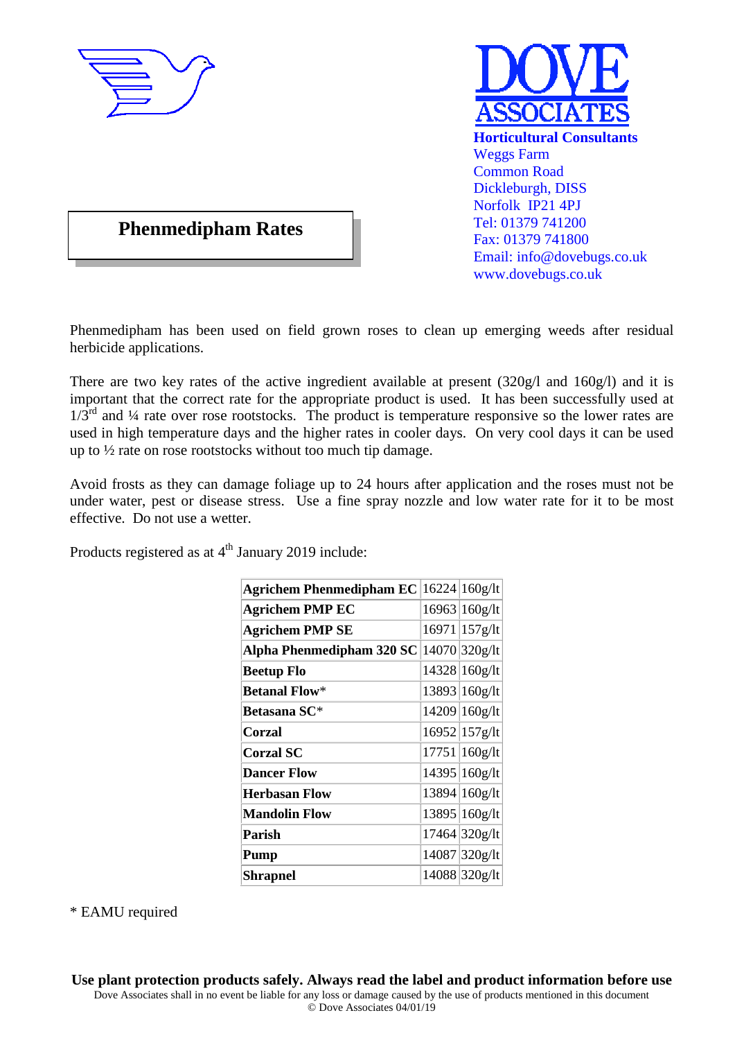DOVE ASSOCIATES

**Horticultural Consultants**
Weggs Farm
Common Road
Dickleburgh, DISS
Norfolk IP21 4PJ
Tel: 01379 741200
Fax: 01379 741800
Email: info@dovebugs.co.uk
www.dovebugs.co.uk

# Phenmedipham Rates

Phenmedipham has been used on field grown roses to clean up emerging weeds after residual herbicide applications.

There are two key rates of the active ingredient available at present (320g/l and 160g/l) and it is important that the correct rate for the appropriate product is used. It has been successfully used at 1/3rd and ¼ rate over rose rootstocks. The product is temperature responsive so the lower rates are used in high temperature days and the higher rates in cooler days. On very cool days it can be used up to ½ rate on rose rootstocks without too much tip damage.

Avoid frosts as they can damage foliage up to 24 hours after application and the roses must not be under water, pest or disease stress. Use a fine spray nozzle and low water rate for it to be most effective. Do not use a wetter.

Products registered as at 4th January 2019 include:

| Product | MAPP No. | Rate |
|---|---|---|
| **Agrichem Phenmedipham EC** | 16224 | 160g/lt |
| **Agrichem PMP EC** | 16963 | 160g/lt |
| **Agrichem PMP SE** | 16971 | 157g/lt |
| **Alpha Phenmedipham 320 SC** | 14070 | 320g/lt |
| **Beetup Flo** | 14328 | 160g/lt |
| **Betanal Flow*** | 13893 | 160g/lt |
| **Betasana SC*** | 14209 | 160g/lt |
| **Corzal** | 16952 | 157g/lt |
| **Corzal SC** | 17751 | 160g/lt |
| **Dancer Flow** | 14395 | 160g/lt |
| **Herbasan Flow** | 13894 | 160g/lt |
| **Mandolin Flow** | 13895 | 160g/lt |
| **Parish** | 17464 | 320g/lt |
| **Pump** | 14087 | 320g/lt |
| **Shrapnel** | 14088 | 320g/lt |

* EAMU required

**Use plant protection products safely. Always read the label and product information before use**

Dove Associates shall in no event be liable for any loss or damage caused by the use of products mentioned in this document

© Dove Associates 04/01/19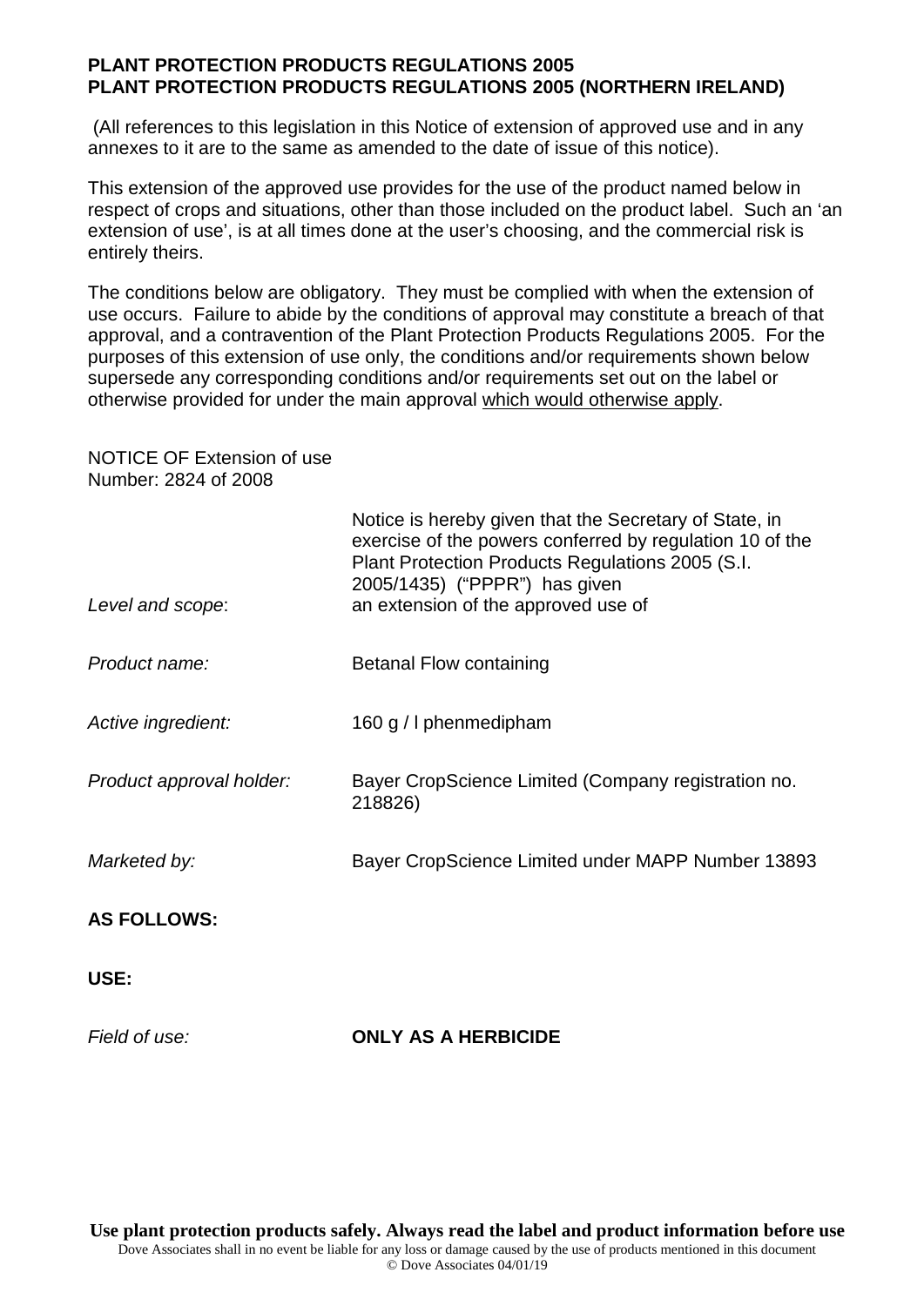**PLANT PROTECTION PRODUCTS REGULATIONS 2005**
**PLANT PROTECTION PRODUCTS REGULATIONS 2005 (NORTHERN IRELAND)**

(All references to this legislation in this Notice of extension of approved use and in any annexes to it are to the same as amended to the date of issue of this notice).

This extension of the approved use provides for the use of the product named below in respect of crops and situations, other than those included on the product label. Such an 'an extension of use', is at all times done at the user's choosing, and the commercial risk is entirely theirs.

The conditions below are obligatory. They must be complied with when the extension of use occurs. Failure to abide by the conditions of approval may constitute a breach of that approval, and a contravention of the Plant Protection Products Regulations 2005. For the purposes of this extension of use only, the conditions and/or requirements shown below supersede any corresponding conditions and/or requirements set out on the label or otherwise provided for under the main approval which would otherwise apply.

NOTICE OF Extension of use
Number: 2824 of 2008

Notice is hereby given that the Secretary of State, in exercise of the powers conferred by regulation 10 of the Plant Protection Products Regulations 2005 (S.I. 2005/1435) ("PPPR") has given

*Level and scope*: an extension of the approved use of

*Product name:* Betanal Flow containing

*Active ingredient:* 160 g / l phenmedipham

*Product approval holder:* Bayer CropScience Limited (Company registration no. 218826)

*Marketed by:* Bayer CropScience Limited under MAPP Number 13893

**AS FOLLOWS:**

**USE:**

*Field of use:* **ONLY AS A HERBICIDE**

**Use plant protection products safely. Always read the label and product information before use**
Dove Associates shall in no event be liable for any loss or damage caused by the use of products mentioned in this document
© Dove Associates 04/01/19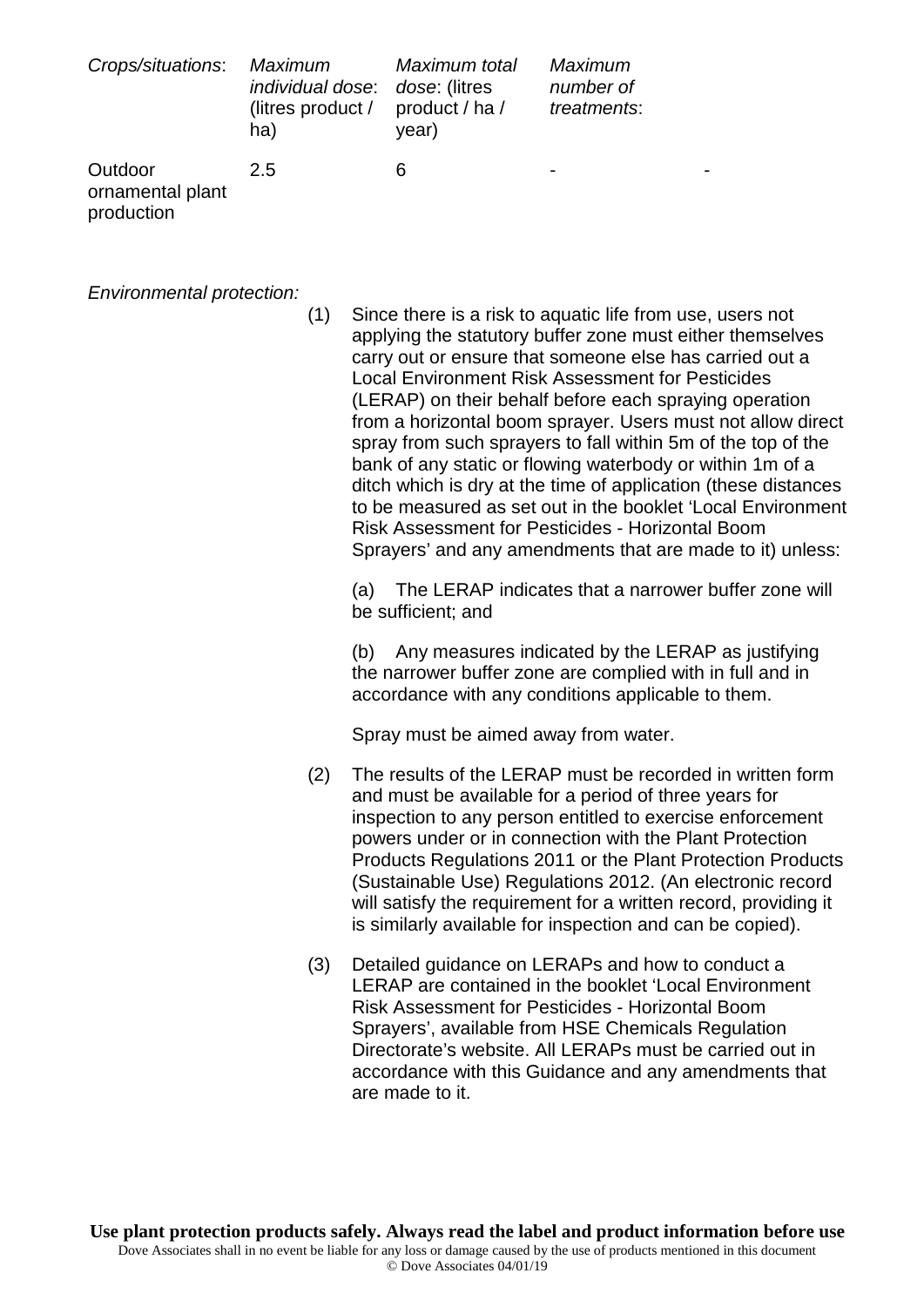| *Crops/situations*: | *Maximum individual dose*: (litres product / ha) | *Maximum total dose*: (litres product / ha / year) | *Maximum number of treatments*: | |
|---|---|---|---|---|
| Outdoor ornamental plant production | 2.5 | 6 | - | - |

*Environmental protection:*

(1) Since there is a risk to aquatic life from use, users not applying the statutory buffer zone must either themselves carry out or ensure that someone else has carried out a Local Environment Risk Assessment for Pesticides (LERAP) on their behalf before each spraying operation from a horizontal boom sprayer. Users must not allow direct spray from such sprayers to fall within 5m of the top of the bank of any static or flowing waterbody or within 1m of a ditch which is dry at the time of application (these distances to be measured as set out in the booklet 'Local Environment Risk Assessment for Pesticides - Horizontal Boom Sprayers' and any amendments that are made to it) unless:

(a) The LERAP indicates that a narrower buffer zone will be sufficient; and

(b) Any measures indicated by the LERAP as justifying the narrower buffer zone are complied with in full and in accordance with any conditions applicable to them.

Spray must be aimed away from water.

(2) The results of the LERAP must be recorded in written form and must be available for a period of three years for inspection to any person entitled to exercise enforcement powers under or in connection with the Plant Protection Products Regulations 2011 or the Plant Protection Products (Sustainable Use) Regulations 2012. (An electronic record will satisfy the requirement for a written record, providing it is similarly available for inspection and can be copied).

(3) Detailed guidance on LERAPs and how to conduct a LERAP are contained in the booklet 'Local Environment Risk Assessment for Pesticides - Horizontal Boom Sprayers', available from HSE Chemicals Regulation Directorate's website. All LERAPs must be carried out in accordance with this Guidance and any amendments that are made to it.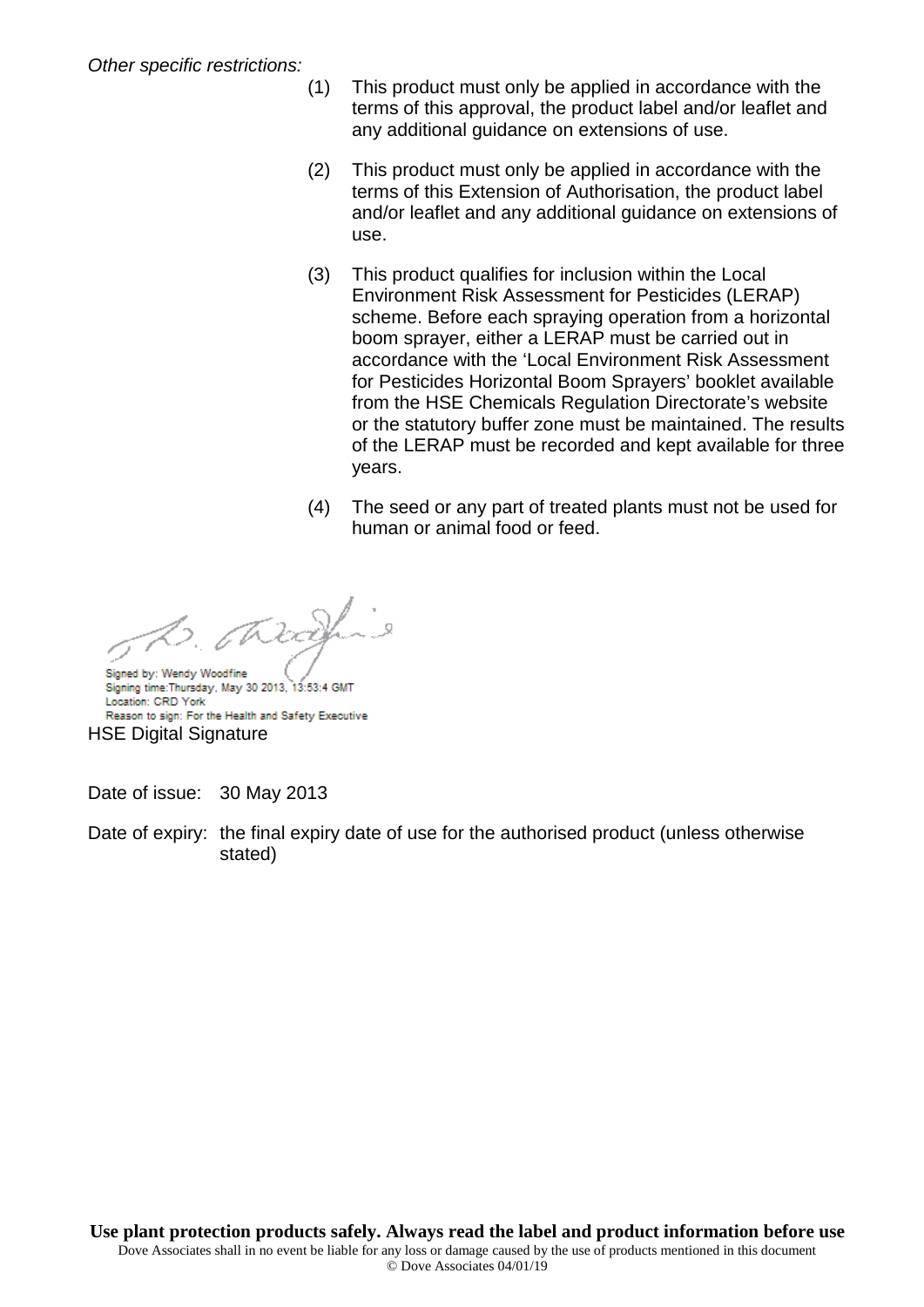*Other specific restrictions:*

(1) This product must only be applied in accordance with the terms of this approval, the product label and/or leaflet and any additional guidance on extensions of use.

(2) This product must only be applied in accordance with the terms of this Extension of Authorisation, the product label and/or leaflet and any additional guidance on extensions of use.

(3) This product qualifies for inclusion within the Local Environment Risk Assessment for Pesticides (LERAP) scheme. Before each spraying operation from a horizontal boom sprayer, either a LERAP must be carried out in accordance with the 'Local Environment Risk Assessment for Pesticides Horizontal Boom Sprayers' booklet available from the HSE Chemicals Regulation Directorate's website or the statutory buffer zone must be maintained. The results of the LERAP must be recorded and kept available for three years.

(4) The seed or any part of treated plants must not be used for human or animal food or feed.

Signed by: Wendy Woodfine
Signing time:Thursday, May 30 2013, 13:53:4 GMT
Location: CRD York
Reason to sign: For the Health and Safety Executive

HSE Digital Signature

Date of issue: 30 May 2013

Date of expiry: the final expiry date of use for the authorised product (unless otherwise stated)

**Use plant protection products safely. Always read the label and product information before use**

Dove Associates shall in no event be liable for any loss or damage caused by the use of products mentioned in this document

© Dove Associates 04/01/19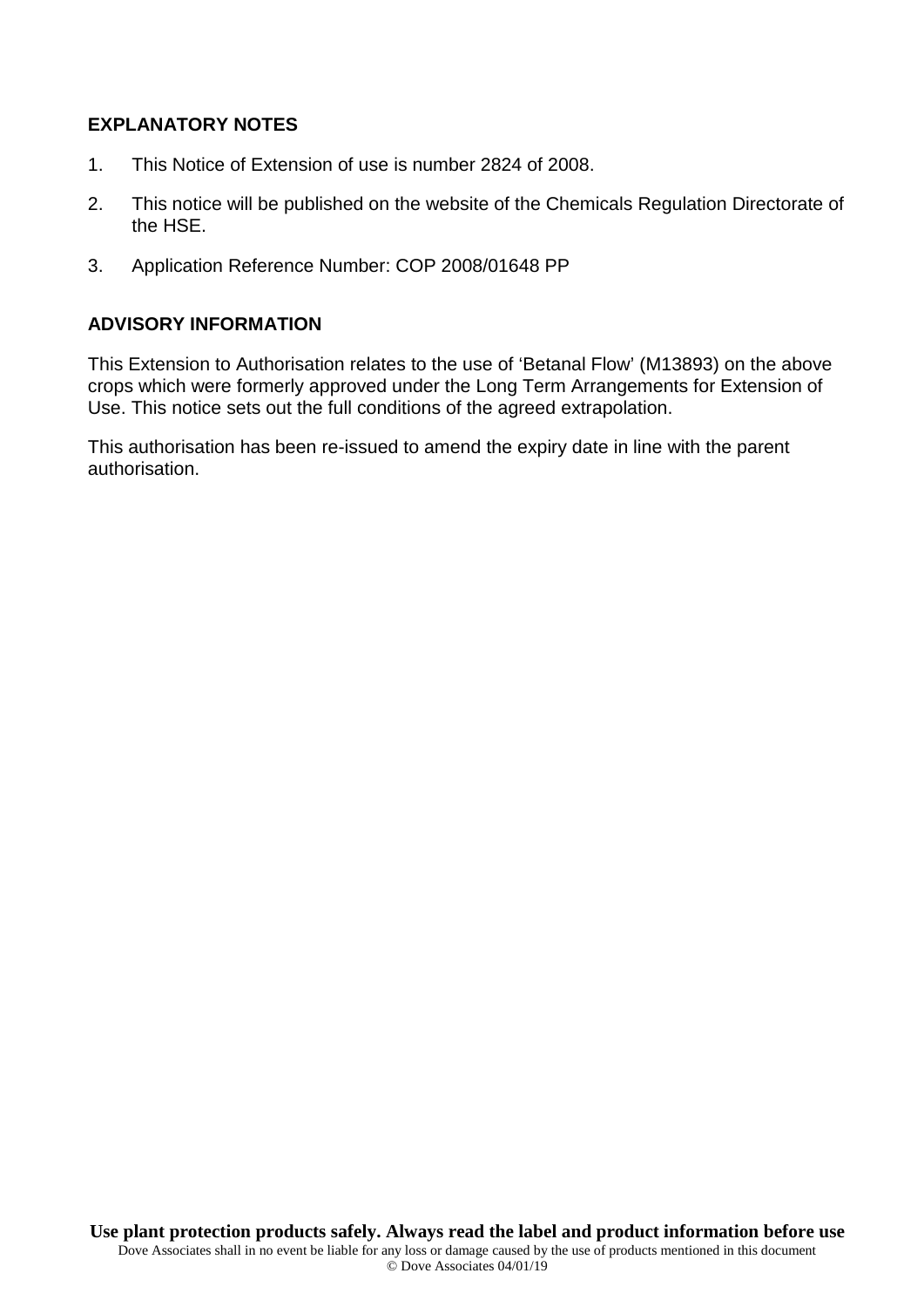## EXPLANATORY NOTES

1. This Notice of Extension of use is number 2824 of 2008.
2. This notice will be published on the website of the Chemicals Regulation Directorate of the HSE.
3. Application Reference Number: COP 2008/01648 PP

## ADVISORY INFORMATION

This Extension to Authorisation relates to the use of 'Betanal Flow' (M13893) on the above crops which were formerly approved under the Long Term Arrangements for Extension of Use. This notice sets out the full conditions of the agreed extrapolation.

This authorisation has been re-issued to amend the expiry date in line with the parent authorisation.

**Use plant protection products safely. Always read the label and product information before use**

Dove Associates shall in no event be liable for any loss or damage caused by the use of products mentioned in this document

© Dove Associates 04/01/19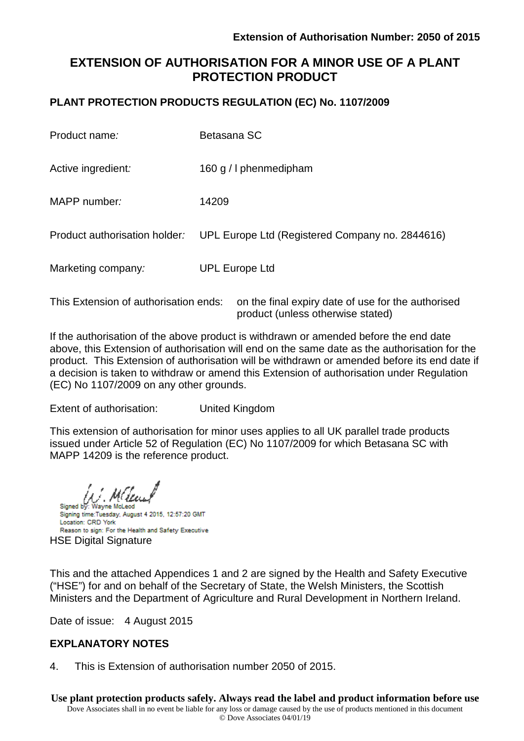**Extension of Authorisation Number: 2050 of 2015**

## EXTENSION OF AUTHORISATION FOR A MINOR USE OF A PLANT PROTECTION PRODUCT

**PLANT PROTECTION PRODUCTS REGULATION (EC) No. 1107/2009**

| | |
|---|---|
| Product name*:* | Betasana SC |
| Active ingredient*:* | 160 g / l phenmedipham |
| MAPP number*:* | 14209 |
| Product authorisation holder*:* | UPL Europe Ltd (Registered Company no. 2844616) |
| Marketing company*:* | UPL Europe Ltd |

This Extension of authorisation ends: on the final expiry date of use for the authorised product (unless otherwise stated)

If the authorisation of the above product is withdrawn or amended before the end date above, this Extension of authorisation will end on the same date as the authorisation for the product. This Extension of authorisation will be withdrawn or amended before its end date if a decision is taken to withdraw or amend this Extension of authorisation under Regulation (EC) No 1107/2009 on any other grounds.

Extent of authorisation: United Kingdom

This extension of authorisation for minor uses applies to all UK parallel trade products issued under Article 52 of Regulation (EC) No 1107/2009 for which Betasana SC with MAPP 14209 is the reference product.

Signed by: Wayne McLeod
Signing time: Tuesday, August 4 2015, 12:57:20 GMT
Location: CRD York
Reason to sign: For the Health and Safety Executive

HSE Digital Signature

This and the attached Appendices 1 and 2 are signed by the Health and Safety Executive ("HSE") for and on behalf of the Secretary of State, the Welsh Ministers, the Scottish Ministers and the Department of Agriculture and Rural Development in Northern Ireland.

Date of issue: 4 August 2015

**EXPLANATORY NOTES**

4. This is Extension of authorisation number 2050 of 2015.

**Use plant protection products safely. Always read the label and product information before use**

Dove Associates shall in no event be liable for any loss or damage caused by the use of products mentioned in this document
© Dove Associates 04/01/19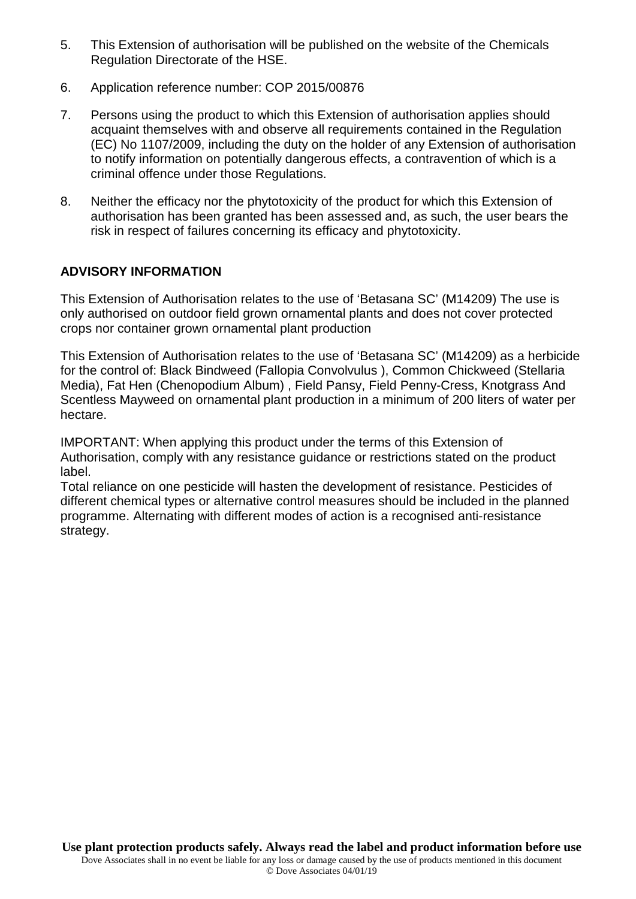5. This Extension of authorisation will be published on the website of the Chemicals Regulation Directorate of the HSE.

6. Application reference number: COP 2015/00876

7. Persons using the product to which this Extension of authorisation applies should acquaint themselves with and observe all requirements contained in the Regulation (EC) No 1107/2009, including the duty on the holder of any Extension of authorisation to notify information on potentially dangerous effects, a contravention of which is a criminal offence under those Regulations.

8. Neither the efficacy nor the phytotoxicity of the product for which this Extension of authorisation has been granted has been assessed and, as such, the user bears the risk in respect of failures concerning its efficacy and phytotoxicity.

## ADVISORY INFORMATION

This Extension of Authorisation relates to the use of 'Betasana SC' (M14209) The use is only authorised on outdoor field grown ornamental plants and does not cover protected crops nor container grown ornamental plant production

This Extension of Authorisation relates to the use of 'Betasana SC' (M14209) as a herbicide for the control of: Black Bindweed (Fallopia Convolvulus ), Common Chickweed (Stellaria Media), Fat Hen (Chenopodium Album) , Field Pansy, Field Penny-Cress, Knotgrass And Scentless Mayweed on ornamental plant production in a minimum of 200 liters of water per hectare.

IMPORTANT: When applying this product under the terms of this Extension of Authorisation, comply with any resistance guidance or restrictions stated on the product label.
Total reliance on one pesticide will hasten the development of resistance. Pesticides of different chemical types or alternative control measures should be included in the planned programme. Alternating with different modes of action is a recognised anti-resistance strategy.

**Use plant protection products safely. Always read the label and product information before use**

Dove Associates shall in no event be liable for any loss or damage caused by the use of products mentioned in this document

© Dove Associates 04/01/19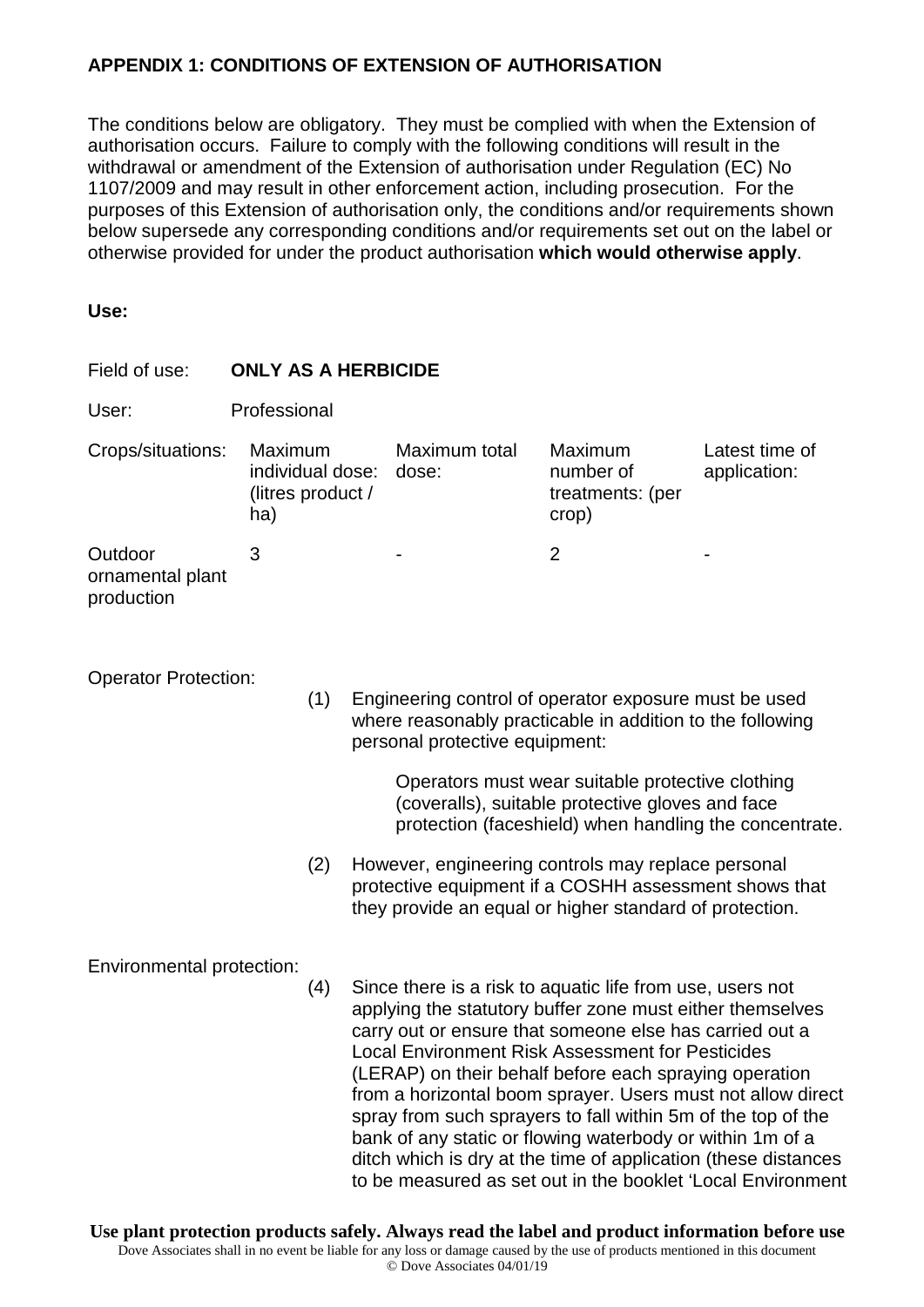**APPENDIX 1: CONDITIONS OF EXTENSION OF AUTHORISATION**

The conditions below are obligatory. They must be complied with when the Extension of authorisation occurs. Failure to comply with the following conditions will result in the withdrawal or amendment of the Extension of authorisation under Regulation (EC) No 1107/2009 and may result in other enforcement action, including prosecution. For the purposes of this Extension of authorisation only, the conditions and/or requirements shown below supersede any corresponding conditions and/or requirements set out on the label or otherwise provided for under the product authorisation **which would otherwise apply**.

**Use:**

Field of use: **ONLY AS A HERBICIDE**

User: Professional

| Crops/situations: | Maximum individual dose: (litres product / ha) | Maximum total dose: | Maximum number of treatments: (per crop) | Latest time of application: |
|---|---|---|---|---|
| Outdoor ornamental plant production | 3 | - | 2 | - |

Operator Protection:

(1) Engineering control of operator exposure must be used where reasonably practicable in addition to the following personal protective equipment:

Operators must wear suitable protective clothing (coveralls), suitable protective gloves and face protection (faceshield) when handling the concentrate.

(2) However, engineering controls may replace personal protective equipment if a COSHH assessment shows that they provide an equal or higher standard of protection.

Environmental protection:

(4) Since there is a risk to aquatic life from use, users not applying the statutory buffer zone must either themselves carry out or ensure that someone else has carried out a Local Environment Risk Assessment for Pesticides (LERAP) on their behalf before each spraying operation from a horizontal boom sprayer. Users must not allow direct spray from such sprayers to fall within 5m of the top of the bank of any static or flowing waterbody or within 1m of a ditch which is dry at the time of application (these distances to be measured as set out in the booklet 'Local Environment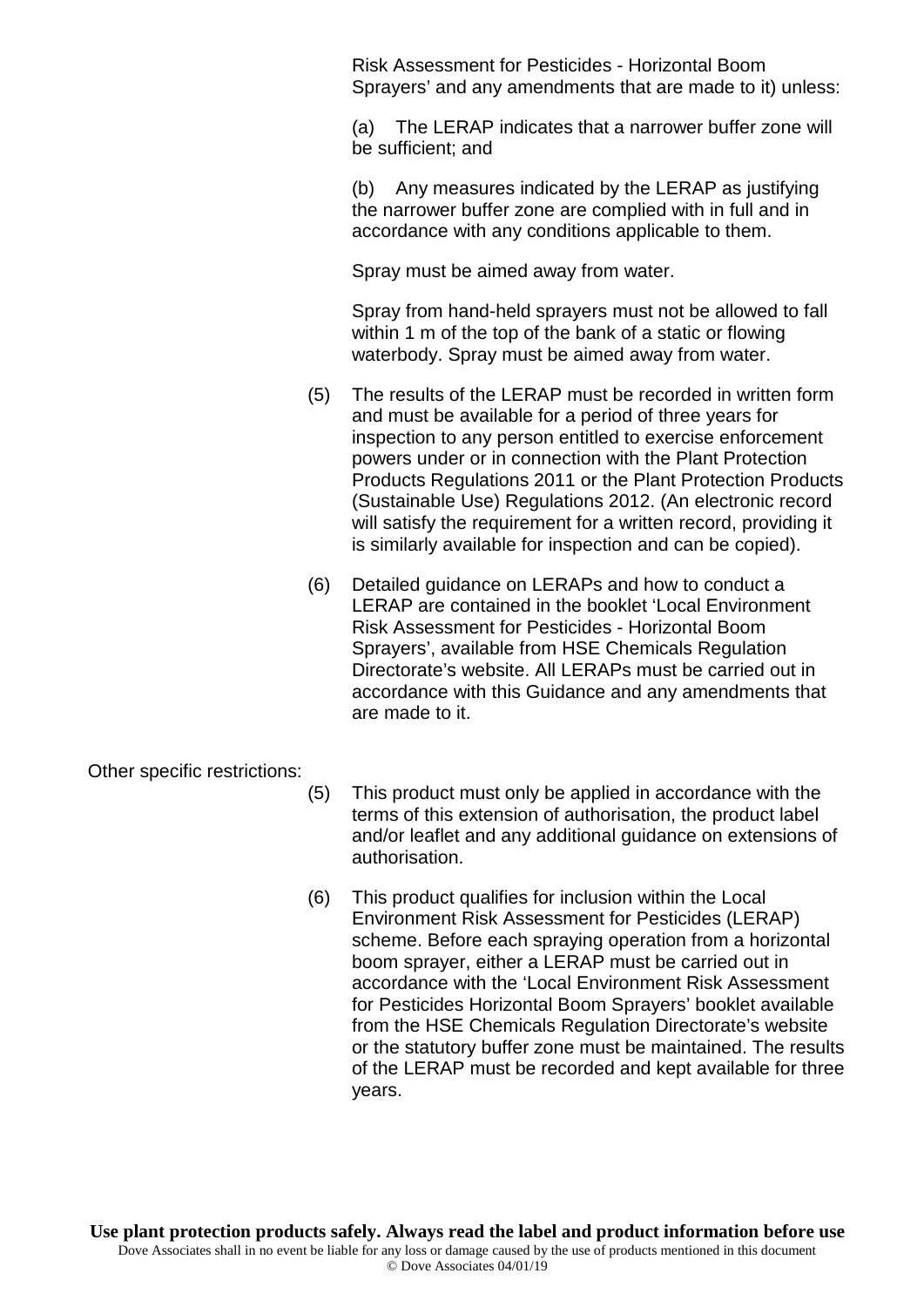Risk Assessment for Pesticides - Horizontal Boom Sprayers' and any amendments that are made to it) unless:

(a) The LERAP indicates that a narrower buffer zone will be sufficient; and

(b) Any measures indicated by the LERAP as justifying the narrower buffer zone are complied with in full and in accordance with any conditions applicable to them.

Spray must be aimed away from water.

Spray from hand-held sprayers must not be allowed to fall within 1 m of the top of the bank of a static or flowing waterbody. Spray must be aimed away from water.

(5) The results of the LERAP must be recorded in written form and must be available for a period of three years for inspection to any person entitled to exercise enforcement powers under or in connection with the Plant Protection Products Regulations 2011 or the Plant Protection Products (Sustainable Use) Regulations 2012. (An electronic record will satisfy the requirement for a written record, providing it is similarly available for inspection and can be copied).

(6) Detailed guidance on LERAPs and how to conduct a LERAP are contained in the booklet 'Local Environment Risk Assessment for Pesticides - Horizontal Boom Sprayers', available from HSE Chemicals Regulation Directorate's website. All LERAPs must be carried out in accordance with this Guidance and any amendments that are made to it.

Other specific restrictions:

(5) This product must only be applied in accordance with the terms of this extension of authorisation, the product label and/or leaflet and any additional guidance on extensions of authorisation.

(6) This product qualifies for inclusion within the Local Environment Risk Assessment for Pesticides (LERAP) scheme. Before each spraying operation from a horizontal boom sprayer, either a LERAP must be carried out in accordance with the 'Local Environment Risk Assessment for Pesticides Horizontal Boom Sprayers' booklet available from the HSE Chemicals Regulation Directorate's website or the statutory buffer zone must be maintained. The results of the LERAP must be recorded and kept available for three years.

**Use plant protection products safely. Always read the label and product information before use**

Dove Associates shall in no event be liable for any loss or damage caused by the use of products mentioned in this document

© Dove Associates 04/01/19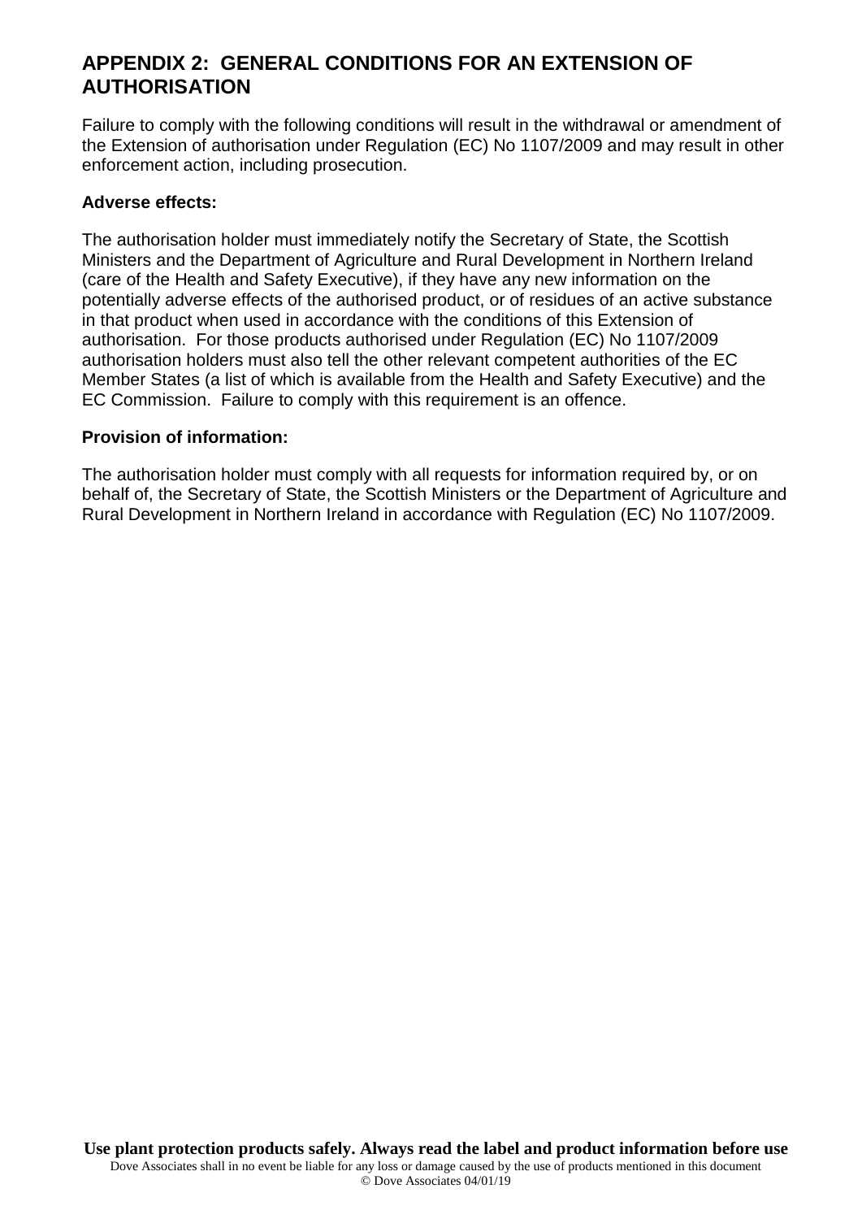## APPENDIX 2: GENERAL CONDITIONS FOR AN EXTENSION OF AUTHORISATION

Failure to comply with the following conditions will result in the withdrawal or amendment of the Extension of authorisation under Regulation (EC) No 1107/2009 and may result in other enforcement action, including prosecution.

**Adverse effects:**

The authorisation holder must immediately notify the Secretary of State, the Scottish Ministers and the Department of Agriculture and Rural Development in Northern Ireland (care of the Health and Safety Executive), if they have any new information on the potentially adverse effects of the authorised product, or of residues of an active substance in that product when used in accordance with the conditions of this Extension of authorisation. For those products authorised under Regulation (EC) No 1107/2009 authorisation holders must also tell the other relevant competent authorities of the EC Member States (a list of which is available from the Health and Safety Executive) and the EC Commission. Failure to comply with this requirement is an offence.

**Provision of information:**

The authorisation holder must comply with all requests for information required by, or on behalf of, the Secretary of State, the Scottish Ministers or the Department of Agriculture and Rural Development in Northern Ireland in accordance with Regulation (EC) No 1107/2009.